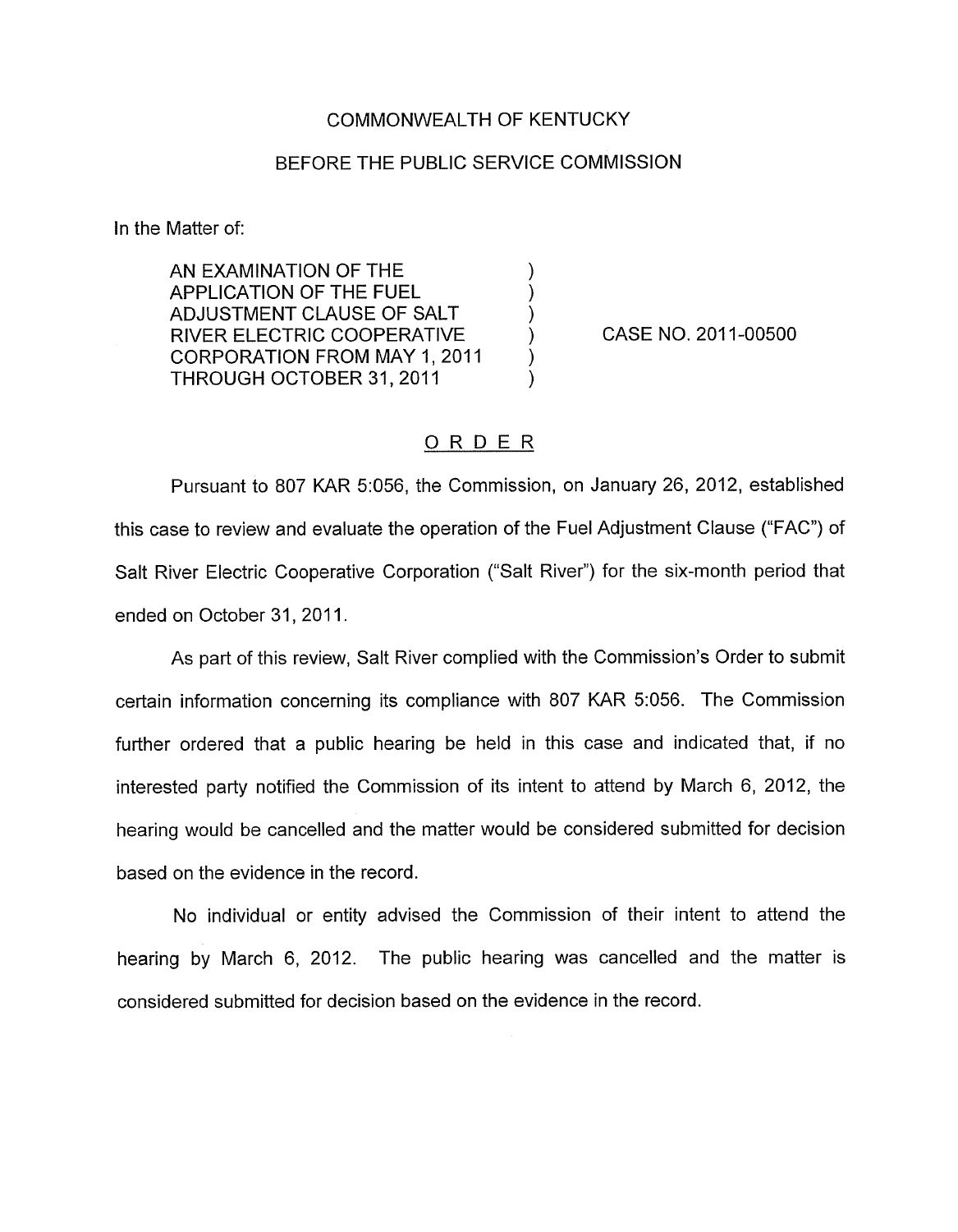COMMONWEALTH OF KENTUCKY

BEFORE THE PUBLIC SERVICE COMMISSION

In the Matter of:

AN EXAMINATION OF THE APPLICATION OF THE FUEL ADJUSTMENT CLAUSE OF SALT RIVER ELECTRIC COOPERATIVE CORPORATION FROM MAY 1, 2011 THROUGH OCTOBER 31, 2011 ) CASE NO. 2011-00500

# ORDER

Pursuant to 807 KAR 5:056, the Commission, on January 26, 2012, established this case to review and evaluate the operation of the Fuel Adjustment Clause ("FAC") of Salt River Electric Cooperative Corporation ("Salt River") for the six-month period that ended on October 31, 2011.

As part of this review, Salt River complied with the Commission's Order to submit certain information concerning its compliance with 807 KAR 5:056. The Commission further ordered that a public hearing be held in this case and indicated that, if no interested party notified the Commission of its intent to attend by March 6, 2012, the hearing would be cancelled and the matter would be considered submitted for decision based on the evidence in the record.

No individual or entity advised the Commission of their intent to attend the hearing by March 6, 2012. The public hearing was cancelled and the matter is considered submitted for decision based on the evidence in the record.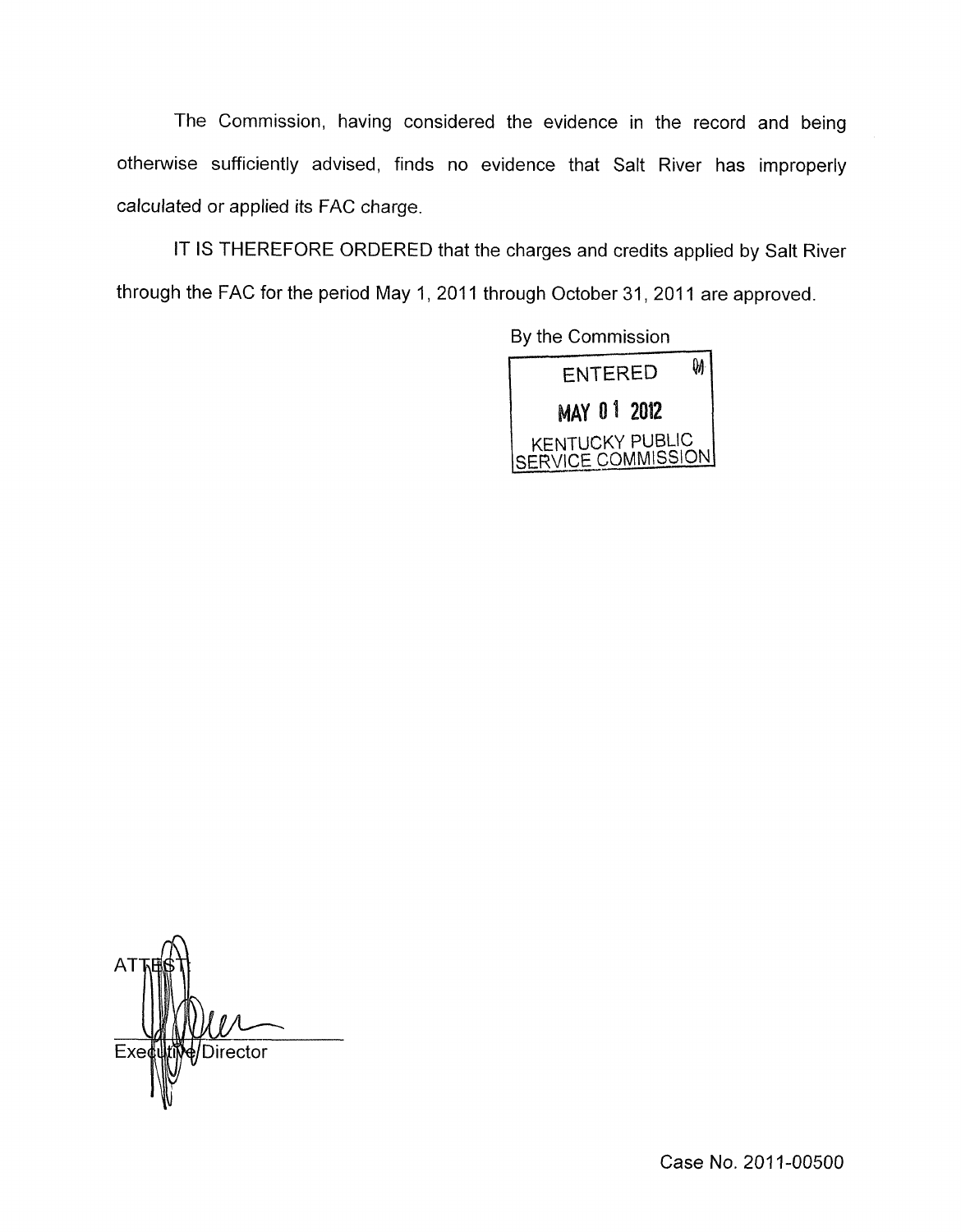The Commission, having considered the evidence in the record and being otherwise sufficiently advised, finds no evidence that Salt River has improperly calculated or applied its FAC charge.

IT IS THEREFORE ORDERED that the charges and credits applied by Salt River through the FAC for the period May 1, 2011 through October 31, 2011 are approved.

By the Commission

ENTERED

MAY 01 2012

KENTUCKY PUBLIC SERVICE COMMISSION

ATTEST:

Executive Director

Case No. 2011-00500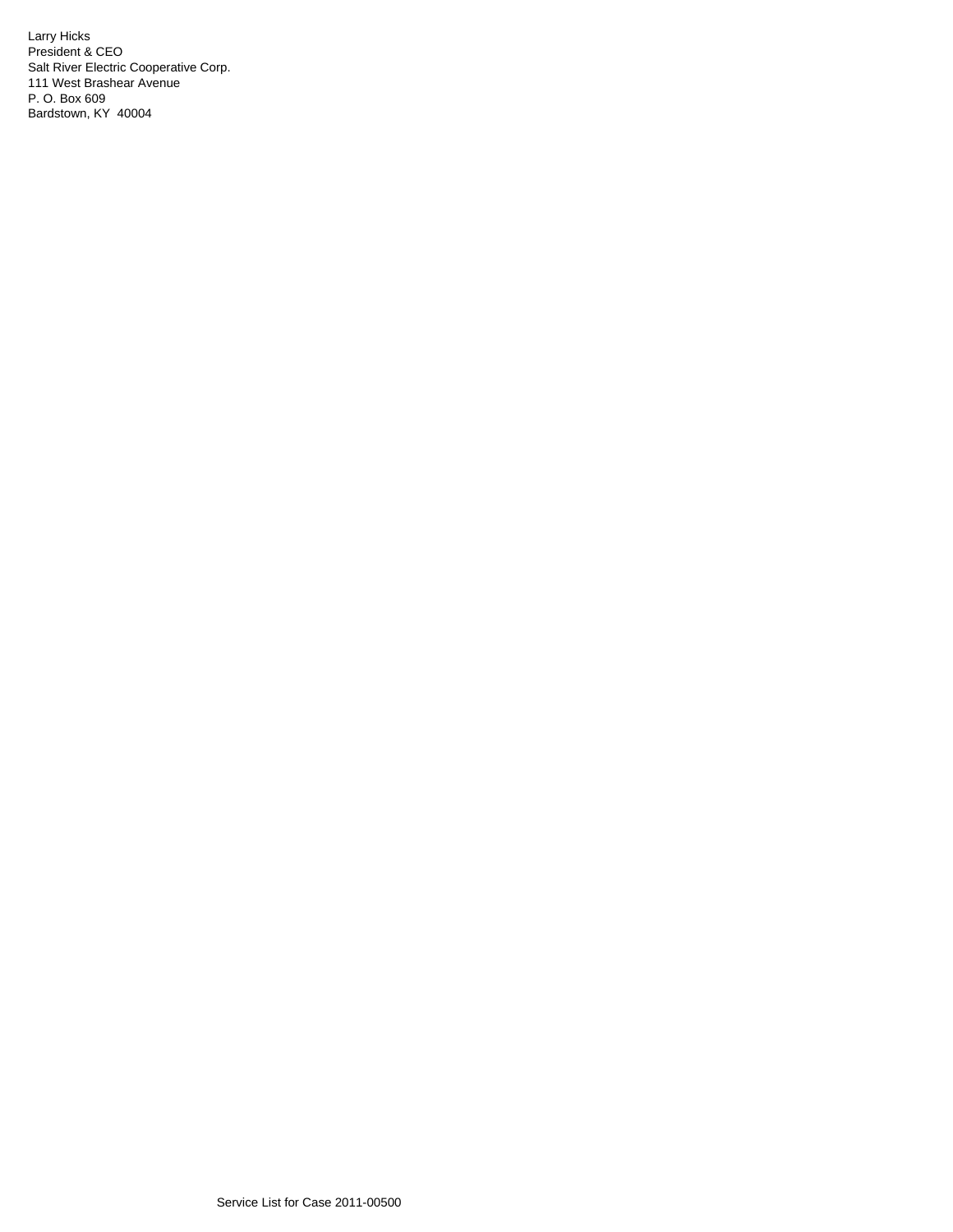Larry Hicks
President & CEO
Salt River Electric Cooperative Corp.
111 West Brashear Avenue
P. O. Box 609
Bardstown, KY  40004